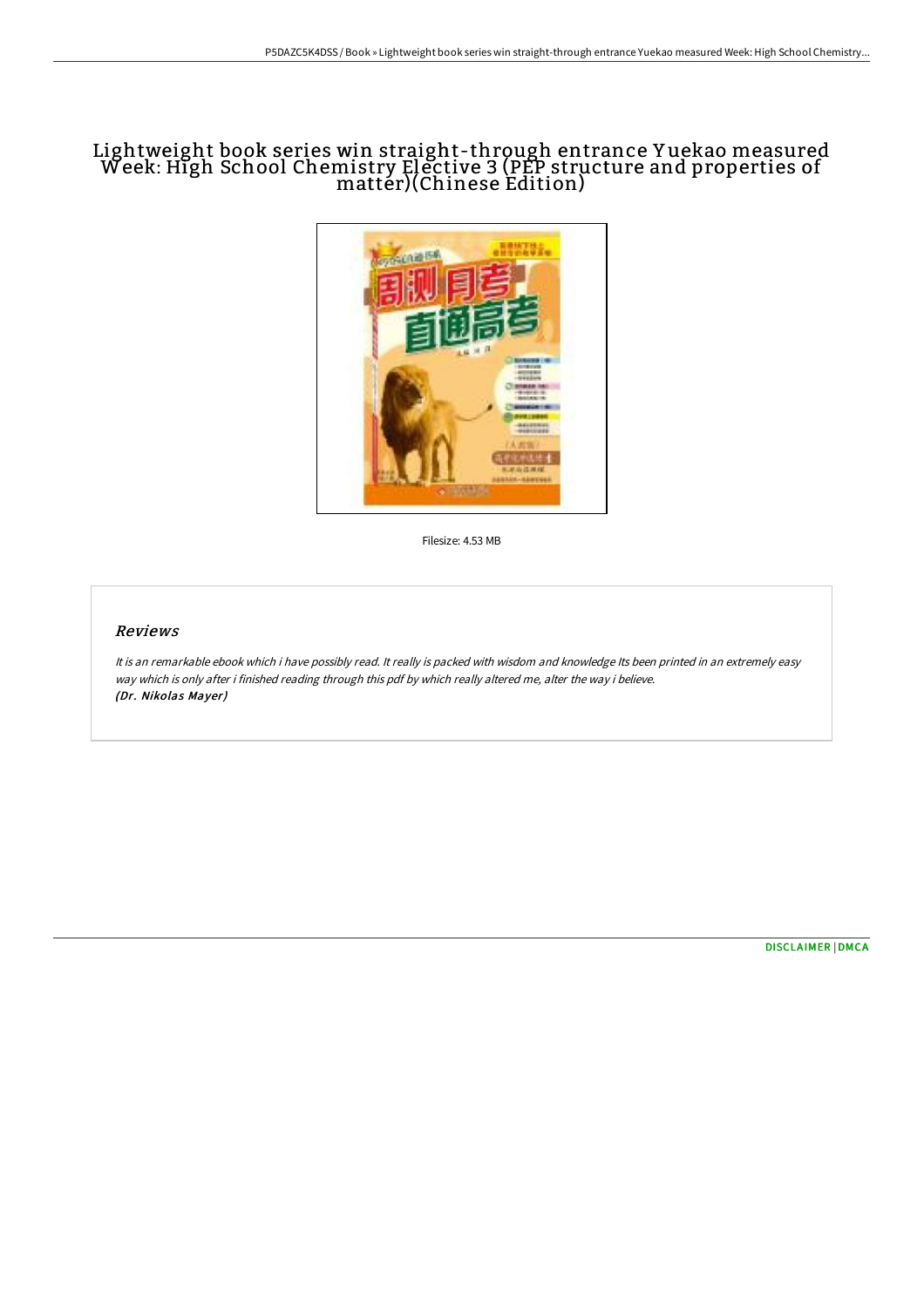# Lightweight book series win straight-through entrance Yuekao measured Week: High School Chemistry Elective 3 (PEP structure and properties of matter)(Chinese Edition)

Filesize: 4.53 MB

## Reviews

*It is an remarkable ebook which i have possibly read. It really is packed with wisdom and knowledge Its been printed in an extremely easy way which is only after i finished reading through this pdf by which really altered me, alter the way i believe.*
***(Dr. Nikolas Mayer)***

DISCLAIMER | DMCA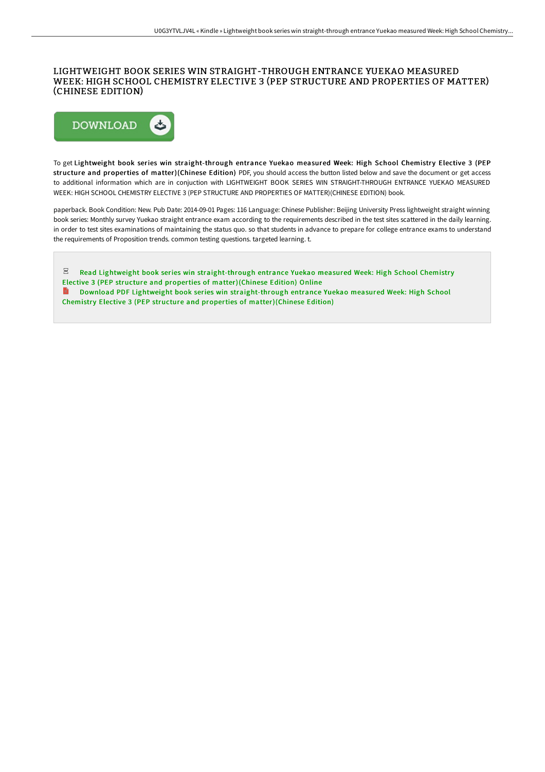# LIGHTWEIGHT BOOK SERIES WIN STRAIGHT-THROUGH ENTRANCE YUEKAO MEASURED WEEK: HIGH SCHOOL CHEMISTRY ELECTIVE 3 (PEP STRUCTURE AND PROPERTIES OF MATTER)(CHINESE EDITION)

To get **Lightweight book series win straight-through entrance Yuekao measured Week: High School Chemistry Elective 3 (PEP structure and properties of matter)(Chinese Edition)** PDF, you should access the button listed below and save the document or get access to additional information which are in conjuction with LIGHTWEIGHT BOOK SERIES WIN STRAIGHT-THROUGH ENTRANCE YUEKAO MEASURED WEEK: HIGH SCHOOL CHEMISTRY ELECTIVE 3 (PEP STRUCTURE AND PROPERTIES OF MATTER)(CHINESE EDITION) book.

paperback. Book Condition: New. Pub Date: 2014-09-01 Pages: 116 Language: Chinese Publisher: Beijing University Press lightweight straight winning book series: Monthly survey Yuekao straight entrance exam according to the requirements described in the test sites scattered in the daily learning. in order to test sites examinations of maintaining the status quo. so that students in advance to prepare for college entrance exams to understand the requirements of Proposition trends. common testing questions. targeted learning. t.

Read Lightweight book series win straight-through entrance Yuekao measured Week: High School Chemistry Elective 3 (PEP structure and properties of matter)(Chinese Edition) Online

Download PDF Lightweight book series win straight-through entrance Yuekao measured Week: High School Chemistry Elective 3 (PEP structure and properties of matter)(Chinese Edition)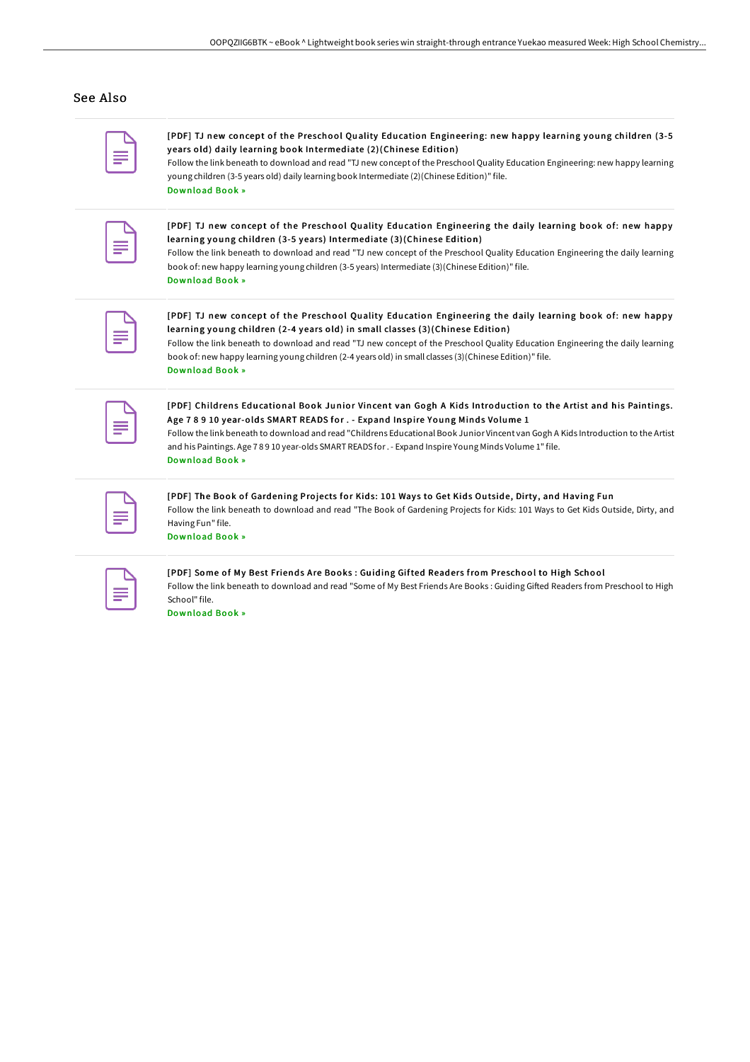## See Also

**[PDF] TJ new concept of the Preschool Quality Education Engineering: new happy learning young children (3-5 years old) daily learning book Intermediate (2)(Chinese Edition)**

Follow the link beneath to download and read "TJ new concept of the Preschool Quality Education Engineering: new happy learning young children (3-5 years old) daily learning book Intermediate (2)(Chinese Edition)" file.

Download Book »

**[PDF] TJ new concept of the Preschool Quality Education Engineering the daily learning book of: new happy learning young children (3-5 years) Intermediate (3)(Chinese Edition)**

Follow the link beneath to download and read "TJ new concept of the Preschool Quality Education Engineering the daily learning book of: new happy learning young children (3-5 years) Intermediate (3)(Chinese Edition)" file.

Download Book »

**[PDF] TJ new concept of the Preschool Quality Education Engineering the daily learning book of: new happy learning young children (2-4 years old) in small classes (3)(Chinese Edition)**

Follow the link beneath to download and read "TJ new concept of the Preschool Quality Education Engineering the daily learning book of: new happy learning young children (2-4 years old) in small classes (3)(Chinese Edition)" file.

Download Book »

**[PDF] Childrens Educational Book Junior Vincent van Gogh A Kids Introduction to the Artist and his Paintings. Age 7 8 9 10 year-olds SMART READS for . - Expand Inspire Young Minds Volume 1**

Follow the link beneath to download and read "Childrens Educational Book Junior Vincent van Gogh A Kids Introduction to the Artist and his Paintings. Age 7 8 9 10 year-olds SMART READS for . - Expand Inspire Young Minds Volume 1" file.

Download Book »

**[PDF] The Book of Gardening Projects for Kids: 101 Ways to Get Kids Outside, Dirty, and Having Fun**

Follow the link beneath to download and read "The Book of Gardening Projects for Kids: 101 Ways to Get Kids Outside, Dirty, and Having Fun" file.

Download Book »

**[PDF] Some of My Best Friends Are Books : Guiding Gifted Readers from Preschool to High School**

Follow the link beneath to download and read "Some of My Best Friends Are Books : Guiding Gifted Readers from Preschool to High School" file.

Download Book »